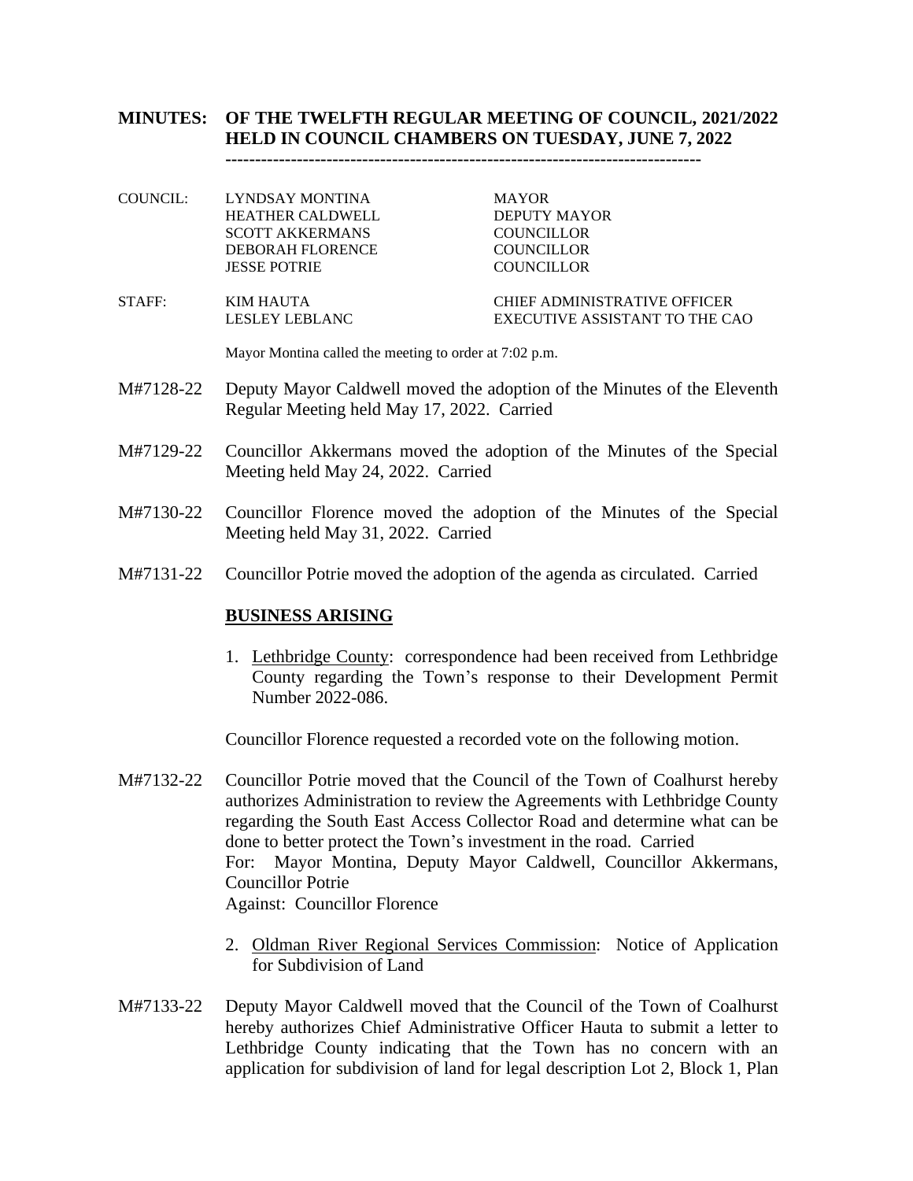# MINUTES: OF THE TWELFTH REGULAR MEETING OF COUNCIL, 2021/2022 HELD IN COUNCIL CHAMBERS ON TUESDAY, JUNE 7, 2022

---

| | | |
|---|---|---|
| COUNCIL: | LYNDSAY MONTINA | MAYOR |
| | HEATHER CALDWELL | DEPUTY MAYOR |
| | SCOTT AKKERMANS | COUNCILLOR |
| | DEBORAH FLORENCE | COUNCILLOR |
| | JESSE POTRIE | COUNCILLOR |
| STAFF: | KIM HAUTA | CHIEF ADMINISTRATIVE OFFICER |
| | LESLEY LEBLANC | EXECUTIVE ASSISTANT TO THE CAO |

Mayor Montina called the meeting to order at 7:02 p.m.

M#7128-22 Deputy Mayor Caldwell moved the adoption of the Minutes of the Eleventh Regular Meeting held May 17, 2022. Carried

M#7129-22 Councillor Akkermans moved the adoption of the Minutes of the Special Meeting held May 24, 2022. Carried

M#7130-22 Councillor Florence moved the adoption of the Minutes of the Special Meeting held May 31, 2022. Carried

M#7131-22 Councillor Potrie moved the adoption of the agenda as circulated. Carried

**BUSINESS ARISING**

1. Lethbridge County: correspondence had been received from Lethbridge County regarding the Town's response to their Development Permit Number 2022-086.

Councillor Florence requested a recorded vote on the following motion.

M#7132-22 Councillor Potrie moved that the Council of the Town of Coalhurst hereby authorizes Administration to review the Agreements with Lethbridge County regarding the South East Access Collector Road and determine what can be done to better protect the Town's investment in the road. Carried
For: Mayor Montina, Deputy Mayor Caldwell, Councillor Akkermans, Councillor Potrie
Against: Councillor Florence

2. Oldman River Regional Services Commission: Notice of Application for Subdivision of Land

M#7133-22 Deputy Mayor Caldwell moved that the Council of the Town of Coalhurst hereby authorizes Chief Administrative Officer Hauta to submit a letter to Lethbridge County indicating that the Town has no concern with an application for subdivision of land for legal description Lot 2, Block 1, Plan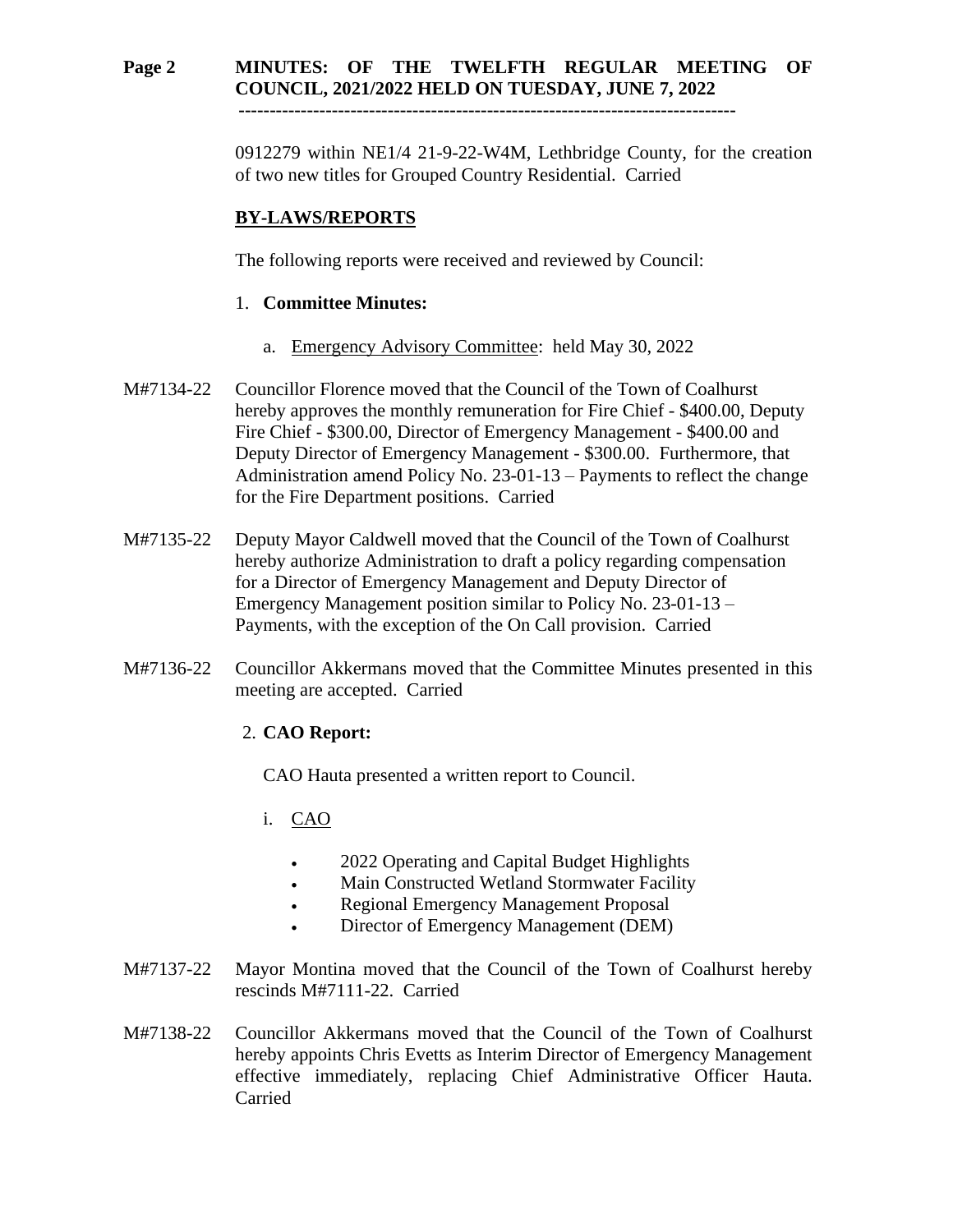0912279 within NE1/4 21-9-22-W4M, Lethbridge County, for the creation of two new titles for Grouped Country Residential. Carried

## BY-LAWS/REPORTS

The following reports were received and reviewed by Council:

1. **Committee Minutes:**

   a. Emergency Advisory Committee: held May 30, 2022

M#7134-22 Councillor Florence moved that the Council of the Town of Coalhurst hereby approves the monthly remuneration for Fire Chief - $400.00, Deputy Fire Chief - $300.00, Director of Emergency Management - $400.00 and Deputy Director of Emergency Management - $300.00. Furthermore, that Administration amend Policy No. 23-01-13 – Payments to reflect the change for the Fire Department positions. Carried

M#7135-22 Deputy Mayor Caldwell moved that the Council of the Town of Coalhurst hereby authorize Administration to draft a policy regarding compensation for a Director of Emergency Management and Deputy Director of Emergency Management position similar to Policy No. 23-01-13 – Payments, with the exception of the On Call provision. Carried

M#7136-22 Councillor Akkermans moved that the Committee Minutes presented in this meeting are accepted. Carried

2. **CAO Report:**

   CAO Hauta presented a written report to Council.

   i. CAO

   - 2022 Operating and Capital Budget Highlights
   - Main Constructed Wetland Stormwater Facility
   - Regional Emergency Management Proposal
   - Director of Emergency Management (DEM)

M#7137-22 Mayor Montina moved that the Council of the Town of Coalhurst hereby rescinds M#7111-22. Carried

M#7138-22 Councillor Akkermans moved that the Council of the Town of Coalhurst hereby appoints Chris Evetts as Interim Director of Emergency Management effective immediately, replacing Chief Administrative Officer Hauta. Carried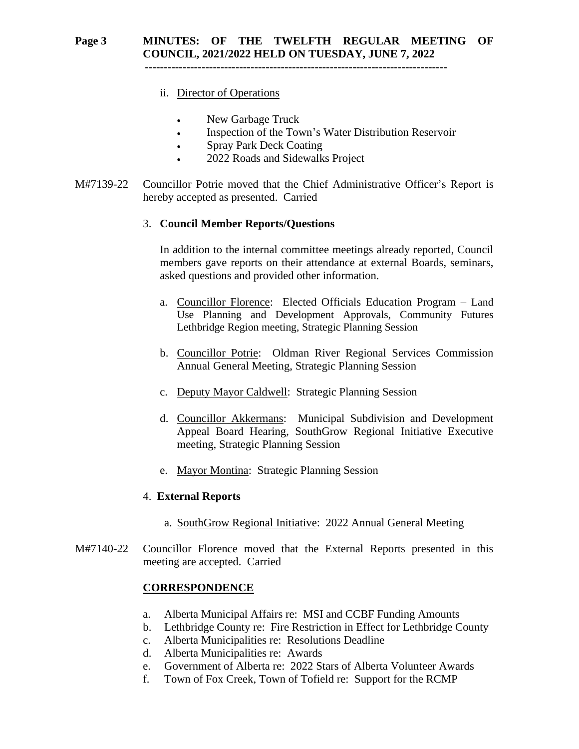ii. Director of Operations

- New Garbage Truck
- Inspection of the Town's Water Distribution Reservoir
- Spray Park Deck Coating
- 2022 Roads and Sidewalks Project

M#7139-22 Councillor Potrie moved that the Chief Administrative Officer's Report is hereby accepted as presented. Carried

3. **Council Member Reports/Questions**

In addition to the internal committee meetings already reported, Council members gave reports on their attendance at external Boards, seminars, asked questions and provided other information.

a. Councillor Florence: Elected Officials Education Program – Land Use Planning and Development Approvals, Community Futures Lethbridge Region meeting, Strategic Planning Session

b. Councillor Potrie: Oldman River Regional Services Commission Annual General Meeting, Strategic Planning Session

c. Deputy Mayor Caldwell: Strategic Planning Session

d. Councillor Akkermans: Municipal Subdivision and Development Appeal Board Hearing, SouthGrow Regional Initiative Executive meeting, Strategic Planning Session

e. Mayor Montina: Strategic Planning Session

4. **External Reports**

a. SouthGrow Regional Initiative: 2022 Annual General Meeting

M#7140-22 Councillor Florence moved that the External Reports presented in this meeting are accepted. Carried

**CORRESPONDENCE**

a. Alberta Municipal Affairs re: MSI and CCBF Funding Amounts
b. Lethbridge County re: Fire Restriction in Effect for Lethbridge County
c. Alberta Municipalities re: Resolutions Deadline
d. Alberta Municipalities re: Awards
e. Government of Alberta re: 2022 Stars of Alberta Volunteer Awards
f. Town of Fox Creek, Town of Tofield re: Support for the RCMP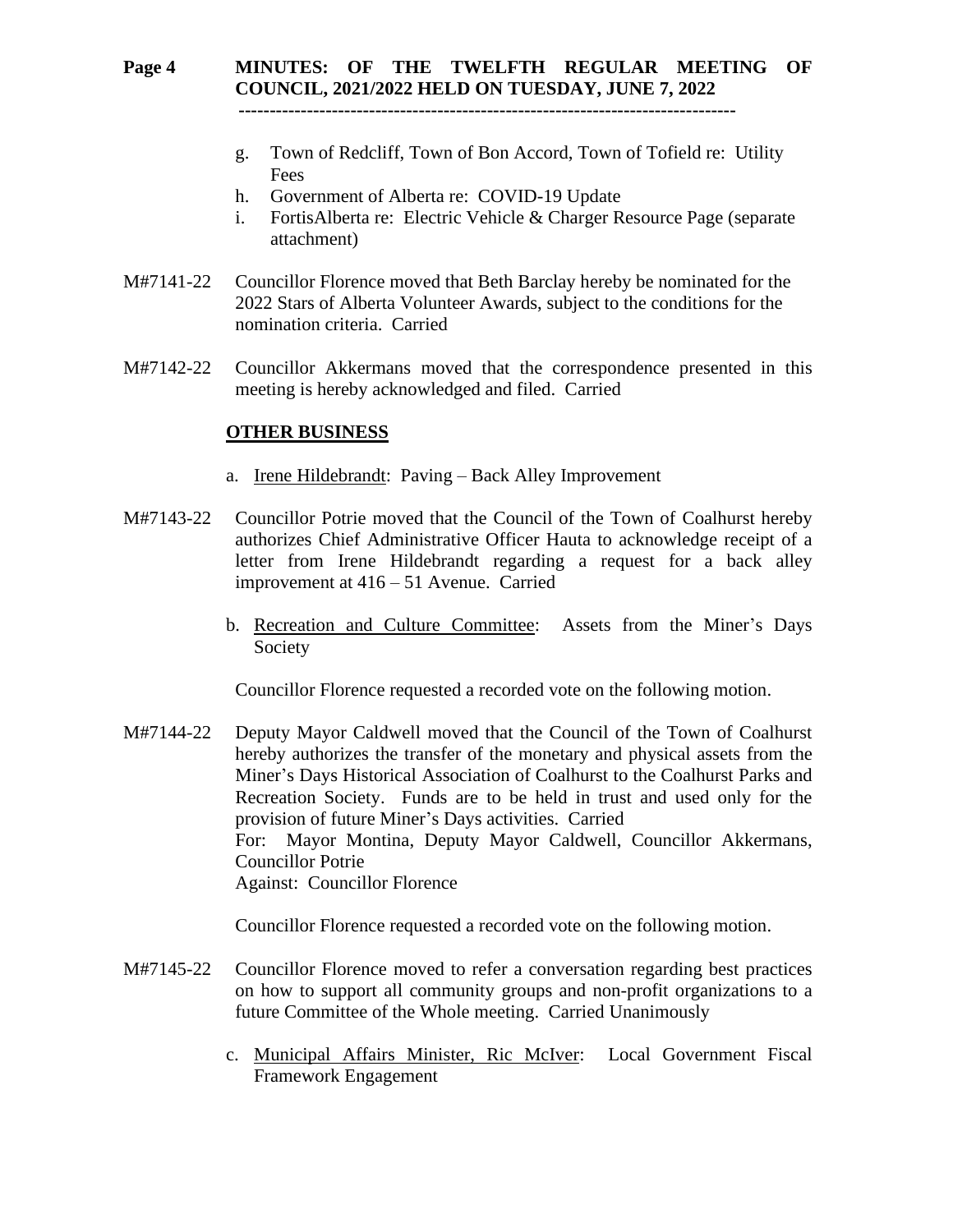g. Town of Redcliff, Town of Bon Accord, Town of Tofield re: Utility Fees
h. Government of Alberta re: COVID-19 Update
i. FortisAlberta re: Electric Vehicle & Charger Resource Page (separate attachment)

M#7141-22 Councillor Florence moved that Beth Barclay hereby be nominated for the 2022 Stars of Alberta Volunteer Awards, subject to the conditions for the nomination criteria. Carried

M#7142-22 Councillor Akkermans moved that the correspondence presented in this meeting is hereby acknowledged and filed. Carried

## OTHER BUSINESS

a. Irene Hildebrandt: Paving – Back Alley Improvement

M#7143-22 Councillor Potrie moved that the Council of the Town of Coalhurst hereby authorizes Chief Administrative Officer Hauta to acknowledge receipt of a letter from Irene Hildebrandt regarding a request for a back alley improvement at 416 – 51 Avenue. Carried

b. Recreation and Culture Committee: Assets from the Miner's Days Society

Councillor Florence requested a recorded vote on the following motion.

M#7144-22 Deputy Mayor Caldwell moved that the Council of the Town of Coalhurst hereby authorizes the transfer of the monetary and physical assets from the Miner's Days Historical Association of Coalhurst to the Coalhurst Parks and Recreation Society. Funds are to be held in trust and used only for the provision of future Miner's Days activities. Carried
For: Mayor Montina, Deputy Mayor Caldwell, Councillor Akkermans, Councillor Potrie
Against: Councillor Florence

Councillor Florence requested a recorded vote on the following motion.

M#7145-22 Councillor Florence moved to refer a conversation regarding best practices on how to support all community groups and non-profit organizations to a future Committee of the Whole meeting. Carried Unanimously

c. Municipal Affairs Minister, Ric McIver: Local Government Fiscal Framework Engagement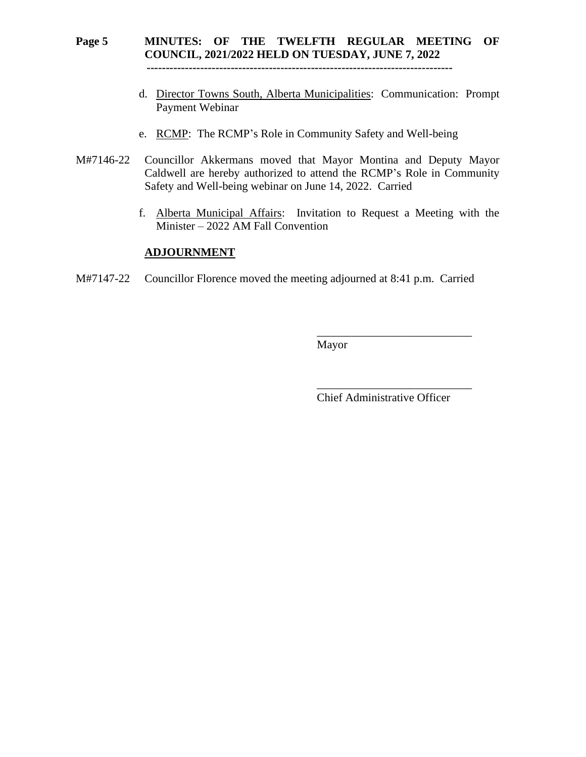d. Director Towns South, Alberta Municipalities: Communication: Prompt Payment Webinar

e. RCMP: The RCMP's Role in Community Safety and Well-being

M#7146-22 Councillor Akkermans moved that Mayor Montina and Deputy Mayor Caldwell are hereby authorized to attend the RCMP's Role in Community Safety and Well-being webinar on June 14, 2022. Carried

f. Alberta Municipal Affairs: Invitation to Request a Meeting with the Minister – 2022 AM Fall Convention

## ADJOURNMENT

M#7147-22 Councillor Florence moved the meeting adjourned at 8:41 p.m. Carried

___________________________
Mayor

___________________________
Chief Administrative Officer